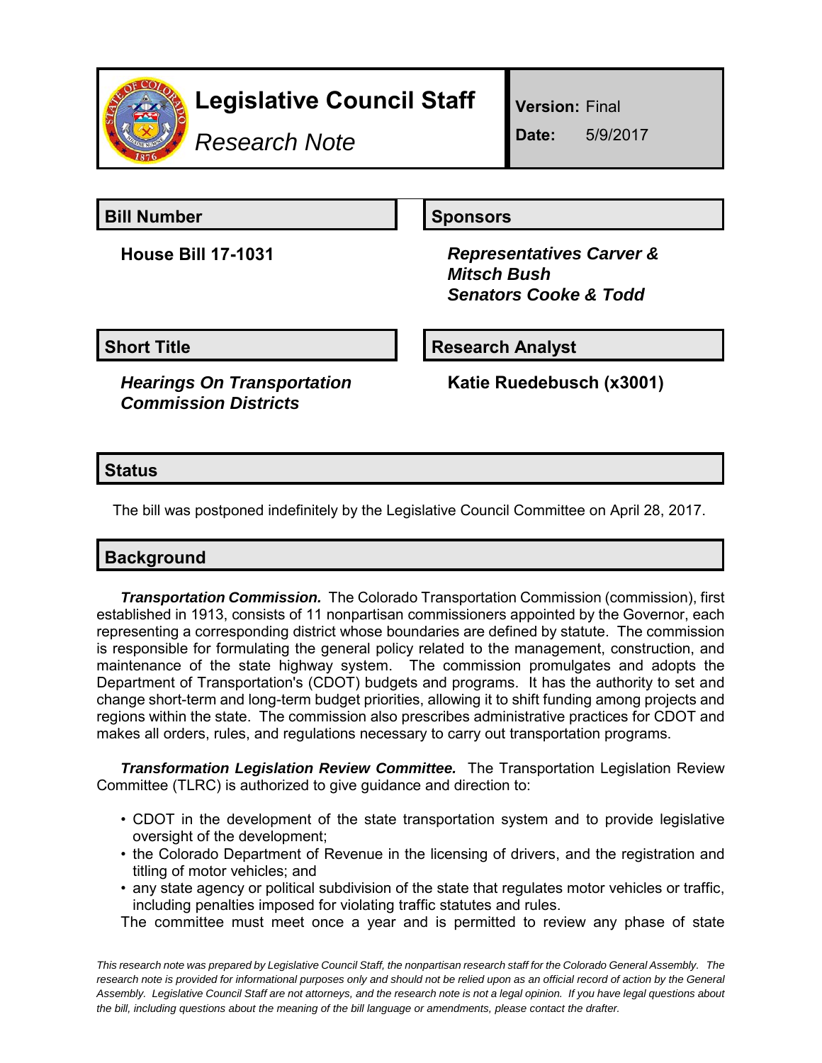# Legislative Council Staff

*Research Note*

**Version:** Final

**Date:** 5/9/2017

## Bill Number

**House Bill 17-1031**

## Sponsors

***Representatives Carver & Mitsch Bush***
***Senators Cooke & Todd***

## Short Title

***Hearings On Transportation Commission Districts***

## Research Analyst

**Katie Ruedebusch (x3001)**

## Status

The bill was postponed indefinitely by the Legislative Council Committee on April 28, 2017.

## Background

***Transportation Commission.*** The Colorado Transportation Commission (commission), first established in 1913, consists of 11 nonpartisan commissioners appointed by the Governor, each representing a corresponding district whose boundaries are defined by statute. The commission is responsible for formulating the general policy related to the management, construction, and maintenance of the state highway system. The commission promulgates and adopts the Department of Transportation's (CDOT) budgets and programs. It has the authority to set and change short-term and long-term budget priorities, allowing it to shift funding among projects and regions within the state. The commission also prescribes administrative practices for CDOT and makes all orders, rules, and regulations necessary to carry out transportation programs.

***Transformation Legislation Review Committee.*** The Transportation Legislation Review Committee (TLRC) is authorized to give guidance and direction to:

- CDOT in the development of the state transportation system and to provide legislative oversight of the development;
- the Colorado Department of Revenue in the licensing of drivers, and the registration and titling of motor vehicles; and
- any state agency or political subdivision of the state that regulates motor vehicles or traffic, including penalties imposed for violating traffic statutes and rules.

The committee must meet once a year and is permitted to review any phase of state

*This research note was prepared by Legislative Council Staff, the nonpartisan research staff for the Colorado General Assembly. The research note is provided for informational purposes only and should not be relied upon as an official record of action by the General Assembly. Legislative Council Staff are not attorneys, and the research note is not a legal opinion. If you have legal questions about the bill, including questions about the meaning of the bill language or amendments, please contact the drafter.*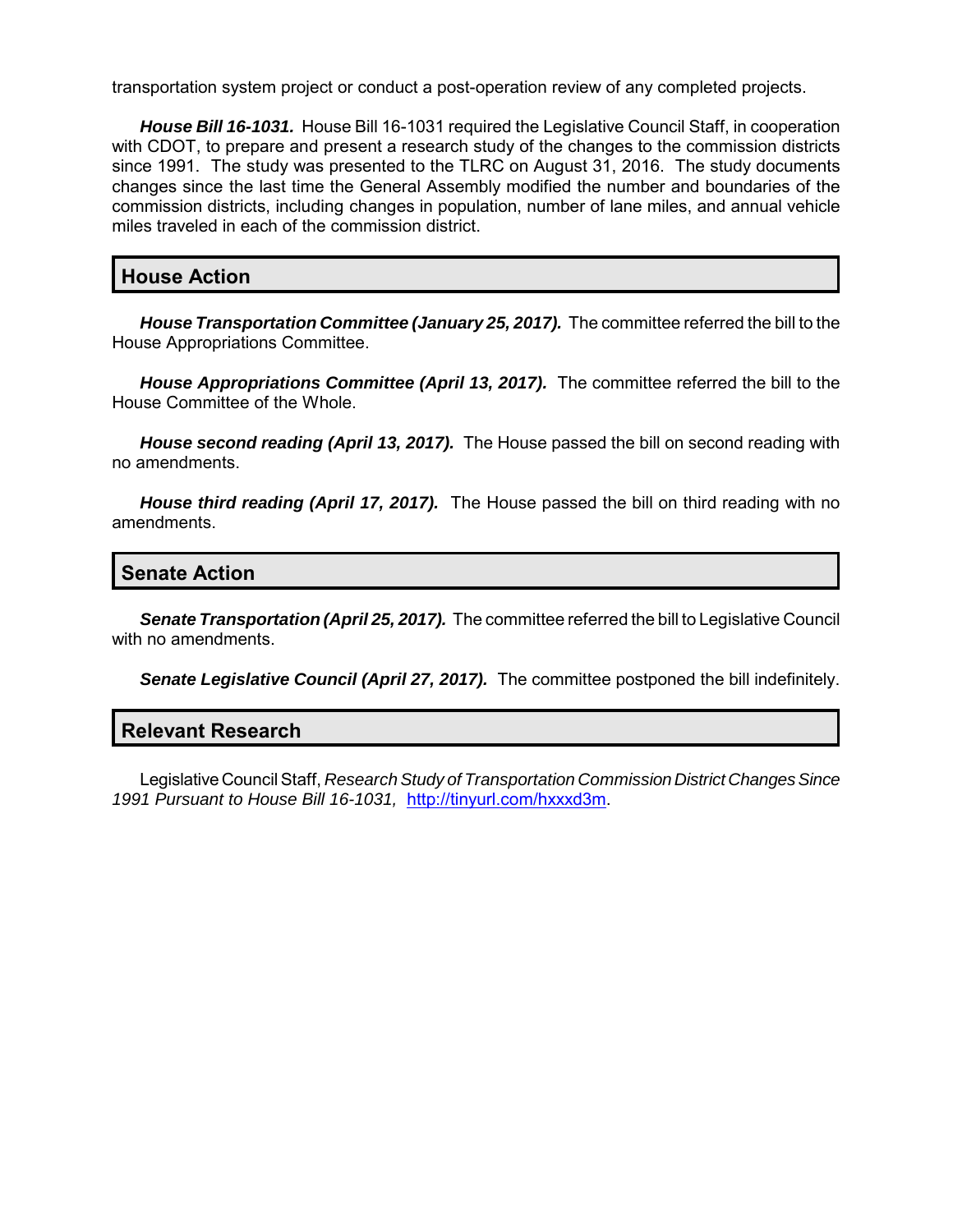transportation system project or conduct a post-operation review of any completed projects.

***House Bill 16-1031.*** House Bill 16-1031 required the Legislative Council Staff, in cooperation with CDOT, to prepare and present a research study of the changes to the commission districts since 1991. The study was presented to the TLRC on August 31, 2016. The study documents changes since the last time the General Assembly modified the number and boundaries of the commission districts, including changes in population, number of lane miles, and annual vehicle miles traveled in each of the commission district.

## House Action

***House Transportation Committee (January 25, 2017).*** The committee referred the bill to the House Appropriations Committee.

***House Appropriations Committee (April 13, 2017).*** The committee referred the bill to the House Committee of the Whole.

***House second reading (April 13, 2017).*** The House passed the bill on second reading with no amendments.

***House third reading (April 17, 2017).*** The House passed the bill on third reading with no amendments.

## Senate Action

***Senate Transportation (April 25, 2017).*** The committee referred the bill to Legislative Council with no amendments.

***Senate Legislative Council (April 27, 2017).*** The committee postponed the bill indefinitely.

## Relevant Research

Legislative Council Staff, *Research Study of Transportation Commission District Changes Since 1991 Pursuant to House Bill 16-1031,* http://tinyurl.com/hxxxd3m.